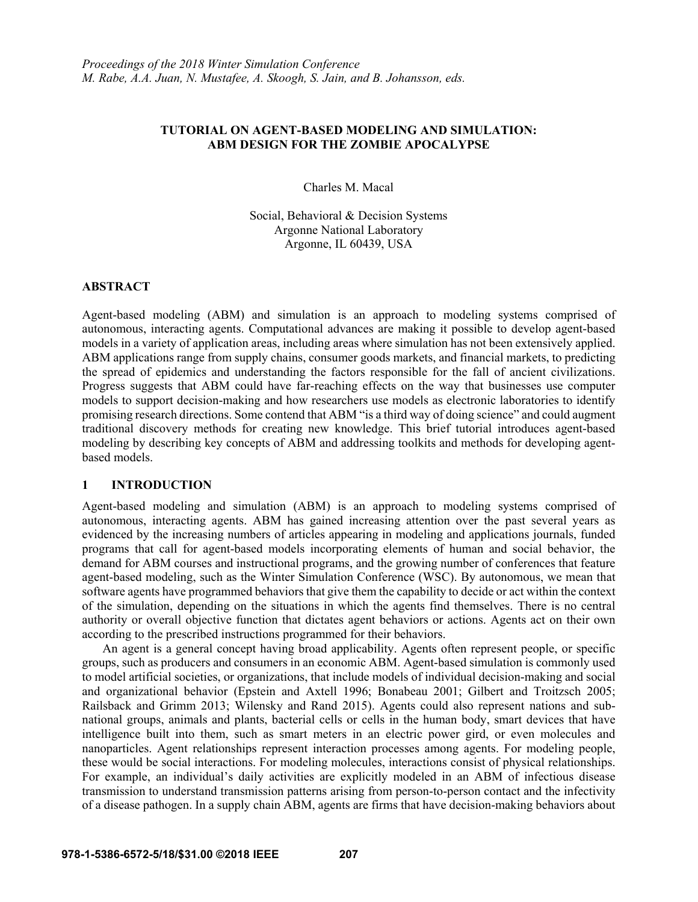*Proceedings of the 2018 Winter Simulation Conference*
*M. Rabe, A.A. Juan, N. Mustafee, A. Skoogh, S. Jain, and B. Johansson, eds.*

# TUTORIAL ON AGENT-BASED MODELING AND SIMULATION: ABM DESIGN FOR THE ZOMBIE APOCALYPSE

Charles M. Macal

Social, Behavioral & Decision Systems
Argonne National Laboratory
Argonne, IL 60439, USA

## ABSTRACT

Agent-based modeling (ABM) and simulation is an approach to modeling systems comprised of autonomous, interacting agents. Computational advances are making it possible to develop agent-based models in a variety of application areas, including areas where simulation has not been extensively applied. ABM applications range from supply chains, consumer goods markets, and financial markets, to predicting the spread of epidemics and understanding the factors responsible for the fall of ancient civilizations. Progress suggests that ABM could have far-reaching effects on the way that businesses use computer models to support decision-making and how researchers use models as electronic laboratories to identify promising research directions. Some contend that ABM "is a third way of doing science" and could augment traditional discovery methods for creating new knowledge. This brief tutorial introduces agent-based modeling by describing key concepts of ABM and addressing toolkits and methods for developing agent-based models.

## 1 INTRODUCTION

Agent-based modeling and simulation (ABM) is an approach to modeling systems comprised of autonomous, interacting agents. ABM has gained increasing attention over the past several years as evidenced by the increasing numbers of articles appearing in modeling and applications journals, funded programs that call for agent-based models incorporating elements of human and social behavior, the demand for ABM courses and instructional programs, and the growing number of conferences that feature agent-based modeling, such as the Winter Simulation Conference (WSC). By autonomous, we mean that software agents have programmed behaviors that give them the capability to decide or act within the context of the simulation, depending on the situations in which the agents find themselves. There is no central authority or overall objective function that dictates agent behaviors or actions. Agents act on their own according to the prescribed instructions programmed for their behaviors.

An agent is a general concept having broad applicability. Agents often represent people, or specific groups, such as producers and consumers in an economic ABM. Agent-based simulation is commonly used to model artificial societies, or organizations, that include models of individual decision-making and social and organizational behavior (Epstein and Axtell 1996; Bonabeau 2001; Gilbert and Troitzsch 2005; Railsback and Grimm 2013; Wilensky and Rand 2015). Agents could also represent nations and sub-national groups, animals and plants, bacterial cells or cells in the human body, smart devices that have intelligence built into them, such as smart meters in an electric power gird, or even molecules and nanoparticles. Agent relationships represent interaction processes among agents. For modeling people, these would be social interactions. For modeling molecules, interactions consist of physical relationships. For example, an individual's daily activities are explicitly modeled in an ABM of infectious disease transmission to understand transmission patterns arising from person-to-person contact and the infectivity of a disease pathogen. In a supply chain ABM, agents are firms that have decision-making behaviors about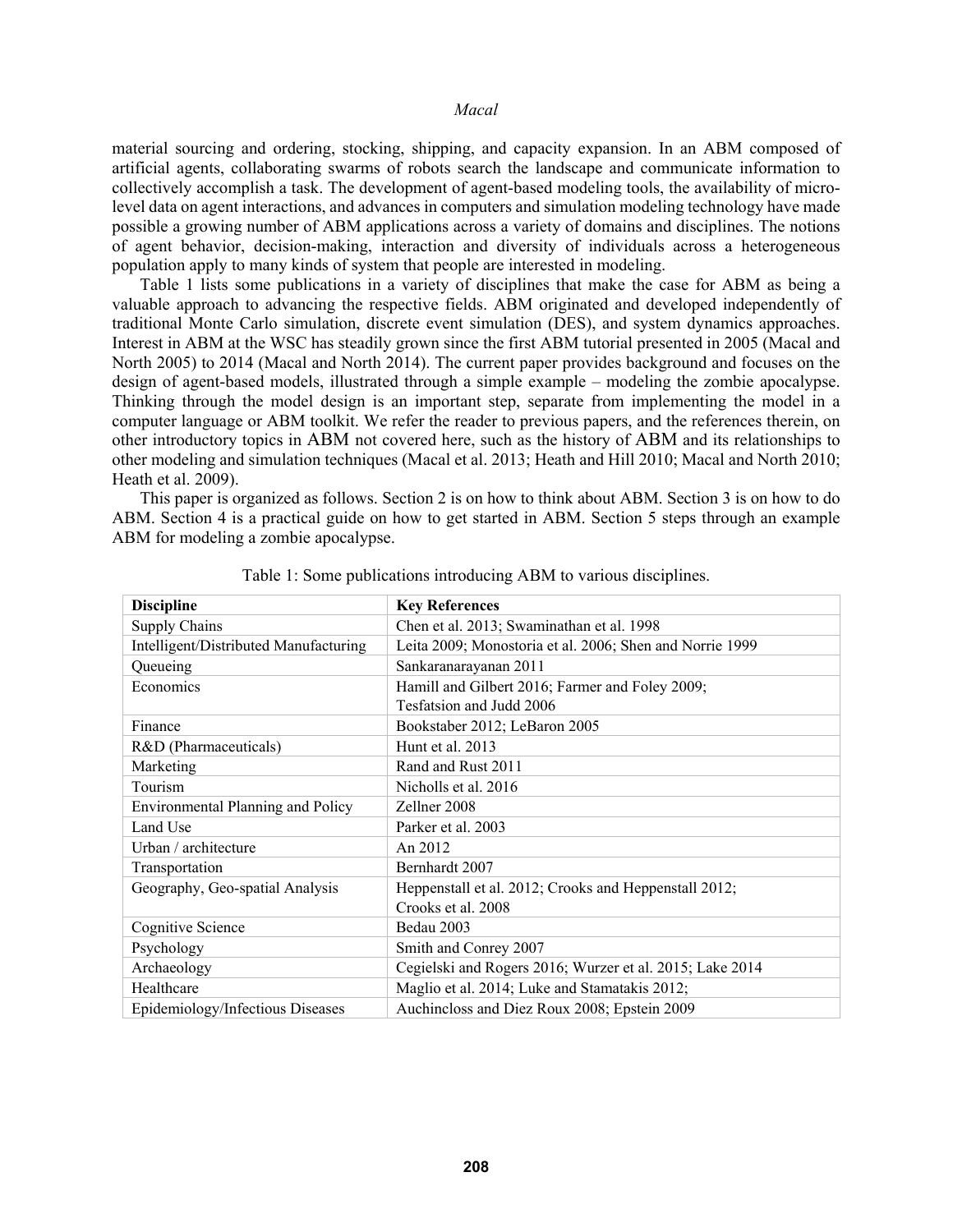material sourcing and ordering, stocking, shipping, and capacity expansion. In an ABM composed of artificial agents, collaborating swarms of robots search the landscape and communicate information to collectively accomplish a task. The development of agent-based modeling tools, the availability of micro-level data on agent interactions, and advances in computers and simulation modeling technology have made possible a growing number of ABM applications across a variety of domains and disciplines. The notions of agent behavior, decision-making, interaction and diversity of individuals across a heterogeneous population apply to many kinds of system that people are interested in modeling.

Table 1 lists some publications in a variety of disciplines that make the case for ABM as being a valuable approach to advancing the respective fields. ABM originated and developed independently of traditional Monte Carlo simulation, discrete event simulation (DES), and system dynamics approaches. Interest in ABM at the WSC has steadily grown since the first ABM tutorial presented in 2005 (Macal and North 2005) to 2014 (Macal and North 2014). The current paper provides background and focuses on the design of agent-based models, illustrated through a simple example – modeling the zombie apocalypse. Thinking through the model design is an important step, separate from implementing the model in a computer language or ABM toolkit. We refer the reader to previous papers, and the references therein, on other introductory topics in ABM not covered here, such as the history of ABM and its relationships to other modeling and simulation techniques (Macal et al. 2013; Heath and Hill 2010; Macal and North 2010; Heath et al. 2009).

This paper is organized as follows. Section 2 is on how to think about ABM. Section 3 is on how to do ABM. Section 4 is a practical guide on how to get started in ABM. Section 5 steps through an example ABM for modeling a zombie apocalypse.

Table 1: Some publications introducing ABM to various disciplines.

| Discipline | Key References |
| --- | --- |
| Supply Chains | Chen et al. 2013; Swaminathan et al. 1998 |
| Intelligent/Distributed Manufacturing | Leita 2009; Monostoria et al. 2006; Shen and Norrie 1999 |
| Queueing | Sankaranarayanan 2011 |
| Economics | Hamill and Gilbert 2016; Farmer and Foley 2009; Tesfatsion and Judd 2006 |
| Finance | Bookstaber 2012; LeBaron 2005 |
| R&D (Pharmaceuticals) | Hunt et al. 2013 |
| Marketing | Rand and Rust 2011 |
| Tourism | Nicholls et al. 2016 |
| Environmental Planning and Policy | Zellner 2008 |
| Land Use | Parker et al. 2003 |
| Urban / architecture | An 2012 |
| Transportation | Bernhardt 2007 |
| Geography, Geo-spatial Analysis | Heppenstall et al. 2012; Crooks and Heppenstall 2012; Crooks et al. 2008 |
| Cognitive Science | Bedau 2003 |
| Psychology | Smith and Conrey 2007 |
| Archaeology | Cegielski and Rogers 2016; Wurzer et al. 2015; Lake 2014 |
| Healthcare | Maglio et al. 2014; Luke and Stamatakis 2012; |
| Epidemiology/Infectious Diseases | Auchincloss and Diez Roux 2008; Epstein 2009 |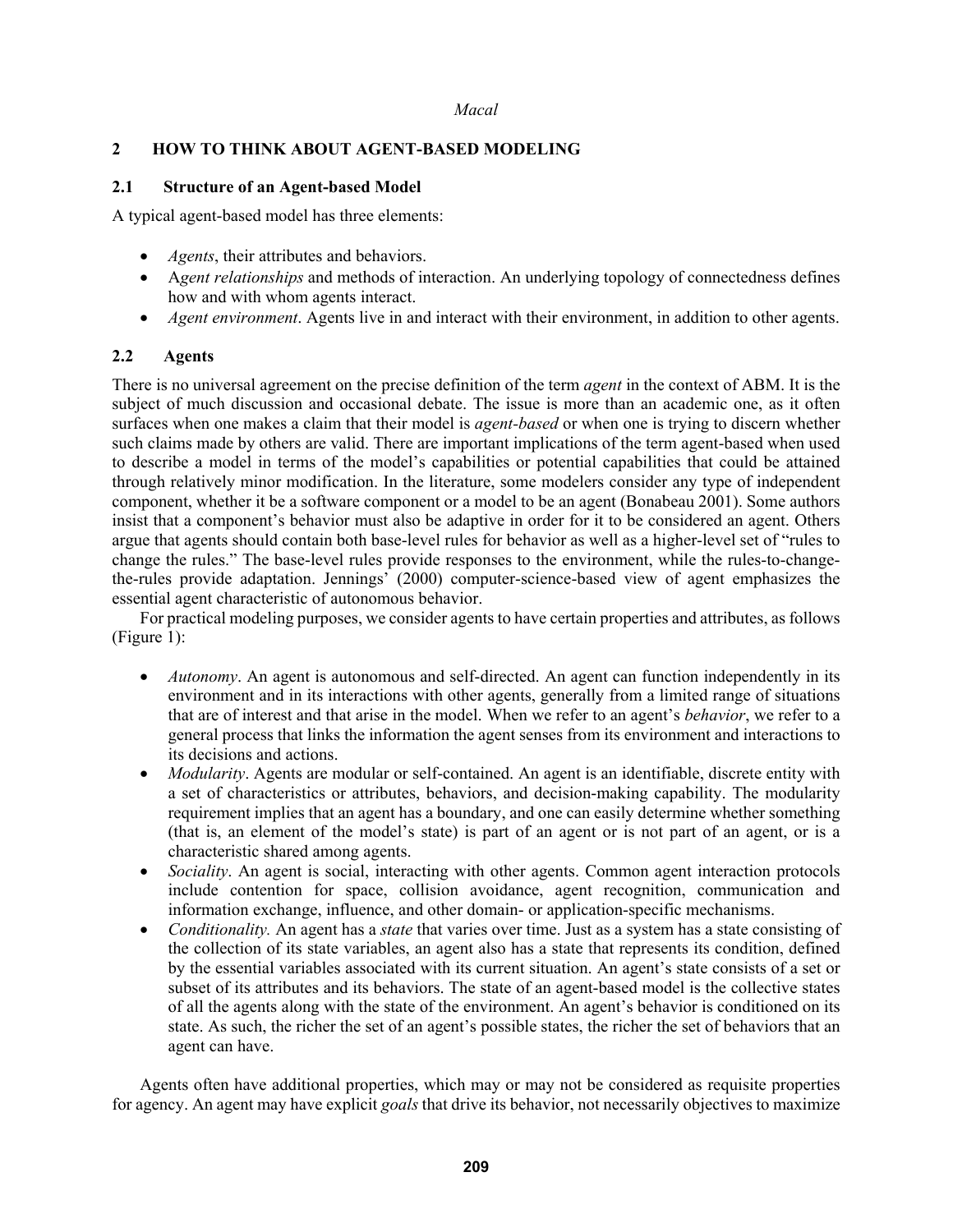## 2 HOW TO THINK ABOUT AGENT-BASED MODELING

### 2.1 Structure of an Agent-based Model

A typical agent-based model has three elements:

- *Agents*, their attributes and behaviors.
- A*gent relationships* and methods of interaction. An underlying topology of connectedness defines how and with whom agents interact.
- *Agent environment*. Agents live in and interact with their environment, in addition to other agents.

### 2.2 Agents

There is no universal agreement on the precise definition of the term *agent* in the context of ABM. It is the subject of much discussion and occasional debate. The issue is more than an academic one, as it often surfaces when one makes a claim that their model is *agent-based* or when one is trying to discern whether such claims made by others are valid. There are important implications of the term agent-based when used to describe a model in terms of the model's capabilities or potential capabilities that could be attained through relatively minor modification. In the literature, some modelers consider any type of independent component, whether it be a software component or a model to be an agent (Bonabeau 2001). Some authors insist that a component's behavior must also be adaptive in order for it to be considered an agent. Others argue that agents should contain both base-level rules for behavior as well as a higher-level set of "rules to change the rules." The base-level rules provide responses to the environment, while the rules-to-change-the-rules provide adaptation. Jennings' (2000) computer-science-based view of agent emphasizes the essential agent characteristic of autonomous behavior.

For practical modeling purposes, we consider agents to have certain properties and attributes, as follows (Figure 1):

- *Autonomy*. An agent is autonomous and self-directed. An agent can function independently in its environment and in its interactions with other agents, generally from a limited range of situations that are of interest and that arise in the model. When we refer to an agent's *behavior*, we refer to a general process that links the information the agent senses from its environment and interactions to its decisions and actions.
- *Modularity*. Agents are modular or self-contained. An agent is an identifiable, discrete entity with a set of characteristics or attributes, behaviors, and decision-making capability. The modularity requirement implies that an agent has a boundary, and one can easily determine whether something (that is, an element of the model's state) is part of an agent or is not part of an agent, or is a characteristic shared among agents.
- *Sociality*. An agent is social, interacting with other agents. Common agent interaction protocols include contention for space, collision avoidance, agent recognition, communication and information exchange, influence, and other domain- or application-specific mechanisms.
- *Conditionality.* An agent has a *state* that varies over time. Just as a system has a state consisting of the collection of its state variables, an agent also has a state that represents its condition, defined by the essential variables associated with its current situation. An agent's state consists of a set or subset of its attributes and its behaviors. The state of an agent-based model is the collective states of all the agents along with the state of the environment. An agent's behavior is conditioned on its state. As such, the richer the set of an agent's possible states, the richer the set of behaviors that an agent can have.

Agents often have additional properties, which may or may not be considered as requisite properties for agency. An agent may have explicit *goals* that drive its behavior, not necessarily objectives to maximize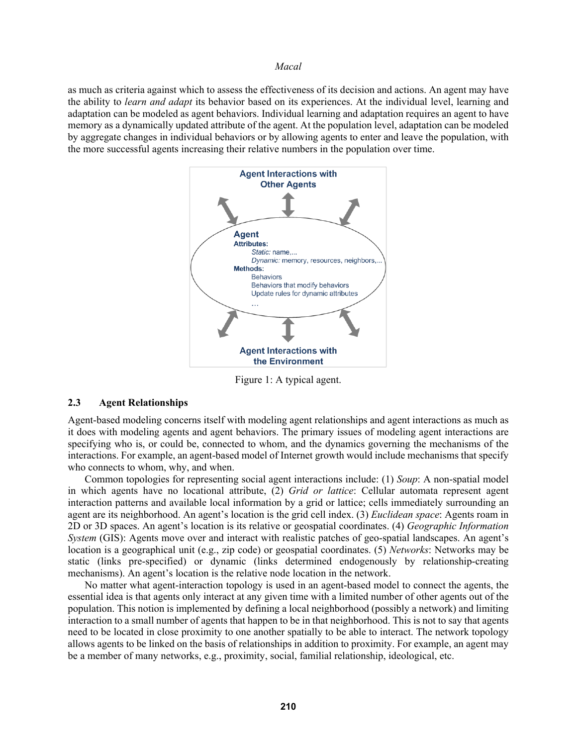as much as criteria against which to assess the effectiveness of its decision and actions. An agent may have the ability to *learn and adapt* its behavior based on its experiences. At the individual level, learning and adaptation can be modeled as agent behaviors. Individual learning and adaptation requires an agent to have memory as a dynamically updated attribute of the agent. At the population level, adaptation can be modeled by aggregate changes in individual behaviors or by allowing agents to enter and leave the population, with the more successful agents increasing their relative numbers in the population over time.

Agent Interactions with Other Agents

Agent
Attributes:
*Static:* name,...
*Dynamic:* memory, resources, neighbors,...
Methods:
Behaviors
Behaviors that modify behaviors
Update rules for dynamic attributes
...

Agent Interactions with the Environment

Figure 1: A typical agent.

### 2.3 Agent Relationships

Agent-based modeling concerns itself with modeling agent relationships and agent interactions as much as it does with modeling agents and agent behaviors. The primary issues of modeling agent interactions are specifying who is, or could be, connected to whom, and the dynamics governing the mechanisms of the interactions. For example, an agent-based model of Internet growth would include mechanisms that specify who connects to whom, why, and when.

Common topologies for representing social agent interactions include: (1) *Soup*: A non-spatial model in which agents have no locational attribute, (2) *Grid or lattice*: Cellular automata represent agent interaction patterns and available local information by a grid or lattice; cells immediately surrounding an agent are its neighborhood. An agent's location is the grid cell index. (3) *Euclidean space*: Agents roam in 2D or 3D spaces. An agent's location is its relative or geospatial coordinates. (4) *Geographic Information System* (GIS): Agents move over and interact with realistic patches of geo-spatial landscapes. An agent's location is a geographical unit (e.g., zip code) or geospatial coordinates. (5) *Networks*: Networks may be static (links pre-specified) or dynamic (links determined endogenously by relationship-creating mechanisms). An agent's location is the relative node location in the network.

No matter what agent-interaction topology is used in an agent-based model to connect the agents, the essential idea is that agents only interact at any given time with a limited number of other agents out of the population. This notion is implemented by defining a local neighborhood (possibly a network) and limiting interaction to a small number of agents that happen to be in that neighborhood. This is not to say that agents need to be located in close proximity to one another spatially to be able to interact. The network topology allows agents to be linked on the basis of relationships in addition to proximity. For example, an agent may be a member of many networks, e.g., proximity, social, familial relationship, ideological, etc.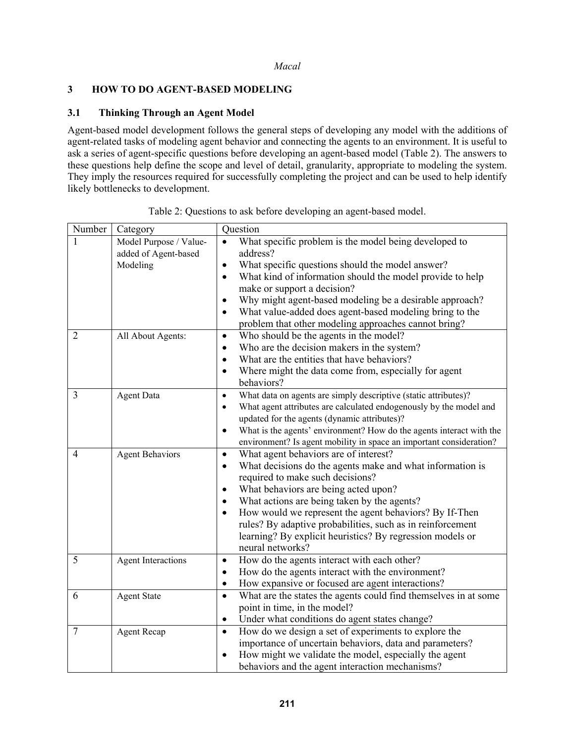## 3 HOW TO DO AGENT-BASED MODELING

### 3.1 Thinking Through an Agent Model

Agent-based model development follows the general steps of developing any model with the additions of agent-related tasks of modeling agent behavior and connecting the agents to an environment. It is useful to ask a series of agent-specific questions before developing an agent-based model (Table 2). The answers to these questions help define the scope and level of detail, granularity, appropriate to modeling the system. They imply the resources required for successfully completing the project and can be used to help identify likely bottlenecks to development.

Table 2: Questions to ask before developing an agent-based model.

| Number | Category | Question |
|---|---|---|
| 1 | Model Purpose / Value-added of Agent-based Modeling | • What specific problem is the model being developed to address?<br>• What specific questions should the model answer?<br>• What kind of information should the model provide to help make or support a decision?<br>• Why might agent-based modeling be a desirable approach?<br>• What value-added does agent-based modeling bring to the problem that other modeling approaches cannot bring? |
| 2 | All About Agents: | • Who should be the agents in the model?<br>• Who are the decision makers in the system?<br>• What are the entities that have behaviors?<br>• Where might the data come from, especially for agent behaviors? |
| 3 | Agent Data | • What data on agents are simply descriptive (static attributes)?<br>• What agent attributes are calculated endogenously by the model and updated for the agents (dynamic attributes)?<br>• What is the agents' environment? How do the agents interact with the environment? Is agent mobility in space an important consideration? |
| 4 | Agent Behaviors | • What agent behaviors are of interest?<br>• What decisions do the agents make and what information is required to make such decisions?<br>• What behaviors are being acted upon?<br>• What actions are being taken by the agents?<br>• How would we represent the agent behaviors? By If-Then rules? By adaptive probabilities, such as in reinforcement learning? By explicit heuristics? By regression models or neural networks? |
| 5 | Agent Interactions | • How do the agents interact with each other?<br>• How do the agents interact with the environment?<br>• How expansive or focused are agent interactions? |
| 6 | Agent State | • What are the states the agents could find themselves in at some point in time, in the model?<br>• Under what conditions do agent states change? |
| 7 | Agent Recap | • How do we design a set of experiments to explore the importance of uncertain behaviors, data and parameters?<br>• How might we validate the model, especially the agent behaviors and the agent interaction mechanisms? |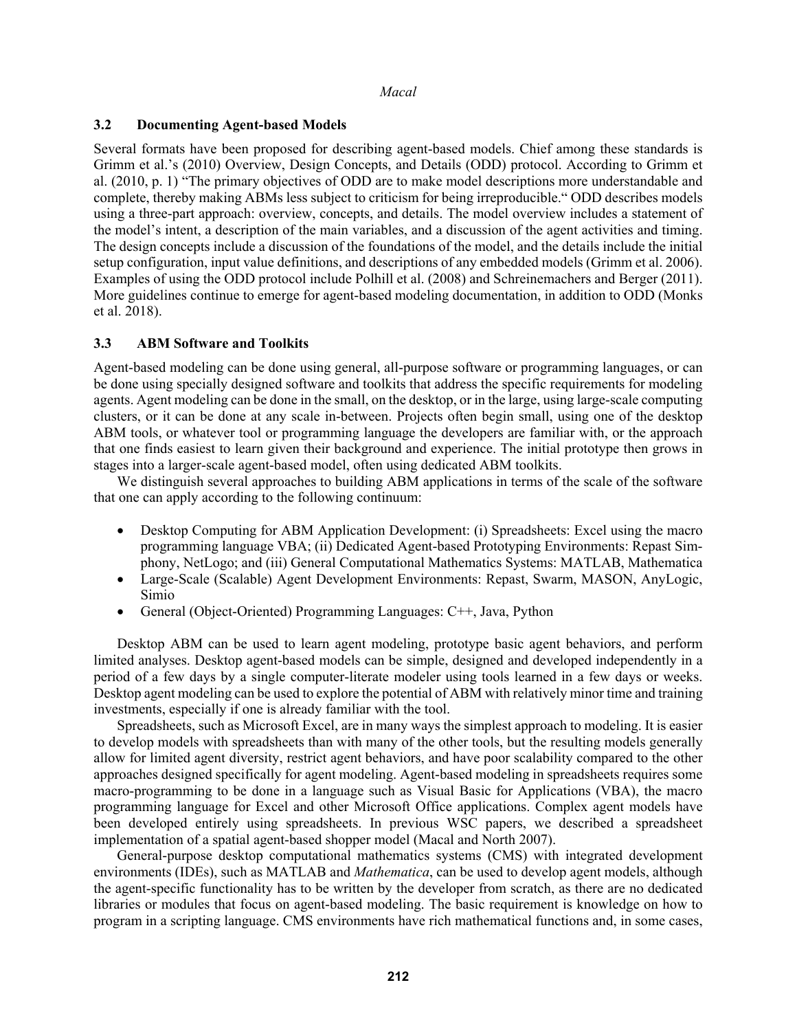### 3.2 Documenting Agent-based Models

Several formats have been proposed for describing agent-based models. Chief among these standards is Grimm et al.'s (2010) Overview, Design Concepts, and Details (ODD) protocol. According to Grimm et al. (2010, p. 1) "The primary objectives of ODD are to make model descriptions more understandable and complete, thereby making ABMs less subject to criticism for being irreproducible." ODD describes models using a three-part approach: overview, concepts, and details. The model overview includes a statement of the model's intent, a description of the main variables, and a discussion of the agent activities and timing. The design concepts include a discussion of the foundations of the model, and the details include the initial setup configuration, input value definitions, and descriptions of any embedded models (Grimm et al. 2006). Examples of using the ODD protocol include Polhill et al. (2008) and Schreinemachers and Berger (2011). More guidelines continue to emerge for agent-based modeling documentation, in addition to ODD (Monks et al. 2018).

### 3.3 ABM Software and Toolkits

Agent-based modeling can be done using general, all-purpose software or programming languages, or can be done using specially designed software and toolkits that address the specific requirements for modeling agents. Agent modeling can be done in the small, on the desktop, or in the large, using large-scale computing clusters, or it can be done at any scale in-between. Projects often begin small, using one of the desktop ABM tools, or whatever tool or programming language the developers are familiar with, or the approach that one finds easiest to learn given their background and experience. The initial prototype then grows in stages into a larger-scale agent-based model, often using dedicated ABM toolkits.

We distinguish several approaches to building ABM applications in terms of the scale of the software that one can apply according to the following continuum:

- Desktop Computing for ABM Application Development: (i) Spreadsheets: Excel using the macro programming language VBA; (ii) Dedicated Agent-based Prototyping Environments: Repast Simphony, NetLogo; and (iii) General Computational Mathematics Systems: MATLAB, Mathematica
- Large-Scale (Scalable) Agent Development Environments: Repast, Swarm, MASON, AnyLogic, Simio
- General (Object-Oriented) Programming Languages: C++, Java, Python

Desktop ABM can be used to learn agent modeling, prototype basic agent behaviors, and perform limited analyses. Desktop agent-based models can be simple, designed and developed independently in a period of a few days by a single computer-literate modeler using tools learned in a few days or weeks. Desktop agent modeling can be used to explore the potential of ABM with relatively minor time and training investments, especially if one is already familiar with the tool.

Spreadsheets, such as Microsoft Excel, are in many ways the simplest approach to modeling. It is easier to develop models with spreadsheets than with many of the other tools, but the resulting models generally allow for limited agent diversity, restrict agent behaviors, and have poor scalability compared to the other approaches designed specifically for agent modeling. Agent-based modeling in spreadsheets requires some macro-programming to be done in a language such as Visual Basic for Applications (VBA), the macro programming language for Excel and other Microsoft Office applications. Complex agent models have been developed entirely using spreadsheets. In previous WSC papers, we described a spreadsheet implementation of a spatial agent-based shopper model (Macal and North 2007).

General-purpose desktop computational mathematics systems (CMS) with integrated development environments (IDEs), such as MATLAB and *Mathematica*, can be used to develop agent models, although the agent-specific functionality has to be written by the developer from scratch, as there are no dedicated libraries or modules that focus on agent-based modeling. The basic requirement is knowledge on how to program in a scripting language. CMS environments have rich mathematical functions and, in some cases,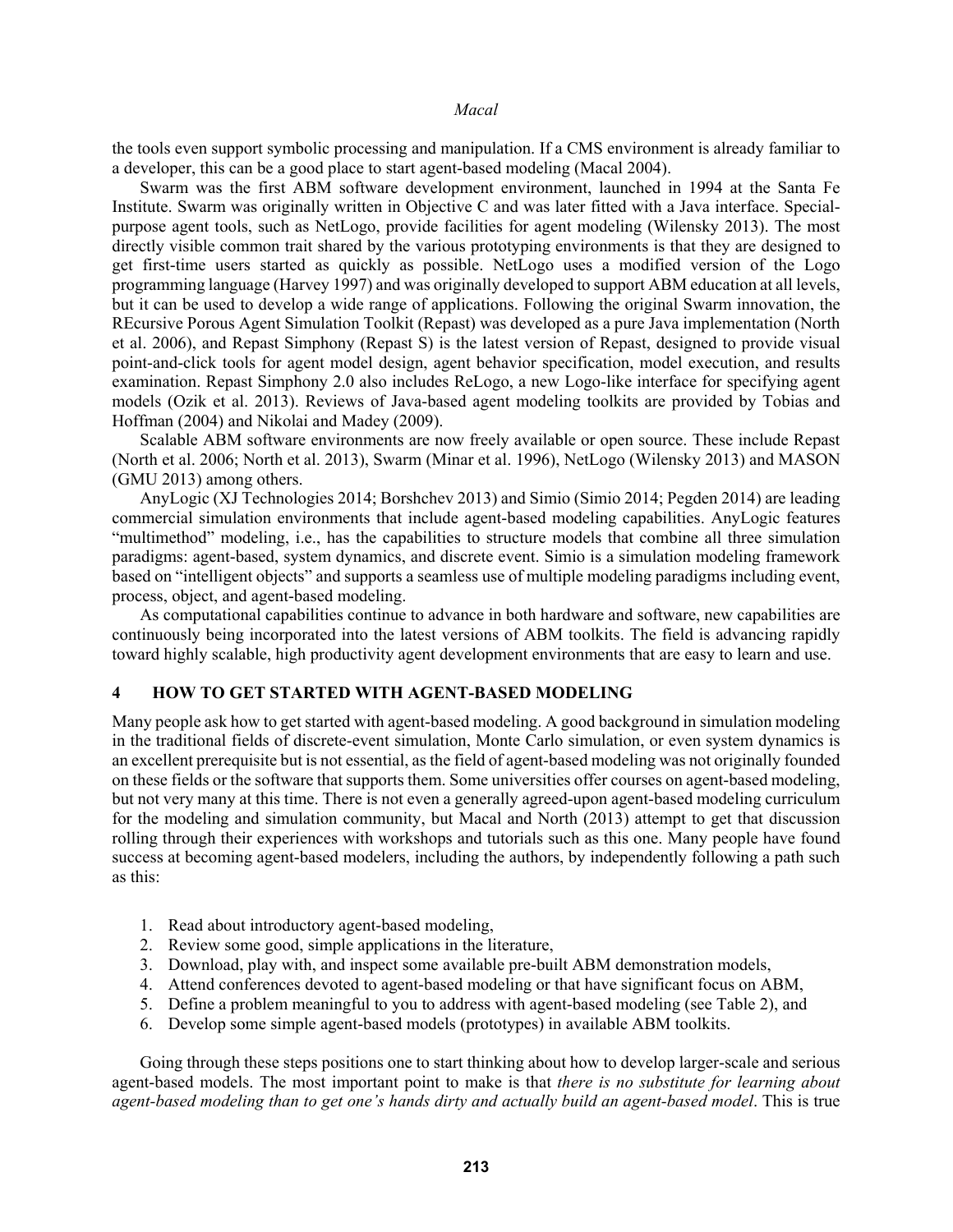the tools even support symbolic processing and manipulation. If a CMS environment is already familiar to a developer, this can be a good place to start agent-based modeling (Macal 2004).

Swarm was the first ABM software development environment, launched in 1994 at the Santa Fe Institute. Swarm was originally written in Objective C and was later fitted with a Java interface. Special-purpose agent tools, such as NetLogo, provide facilities for agent modeling (Wilensky 2013). The most directly visible common trait shared by the various prototyping environments is that they are designed to get first-time users started as quickly as possible. NetLogo uses a modified version of the Logo programming language (Harvey 1997) and was originally developed to support ABM education at all levels, but it can be used to develop a wide range of applications. Following the original Swarm innovation, the REcursive Porous Agent Simulation Toolkit (Repast) was developed as a pure Java implementation (North et al. 2006), and Repast Simphony (Repast S) is the latest version of Repast, designed to provide visual point-and-click tools for agent model design, agent behavior specification, model execution, and results examination. Repast Simphony 2.0 also includes ReLogo, a new Logo-like interface for specifying agent models (Ozik et al. 2013). Reviews of Java-based agent modeling toolkits are provided by Tobias and Hoffman (2004) and Nikolai and Madey (2009).

Scalable ABM software environments are now freely available or open source. These include Repast (North et al. 2006; North et al. 2013), Swarm (Minar et al. 1996), NetLogo (Wilensky 2013) and MASON (GMU 2013) among others.

AnyLogic (XJ Technologies 2014; Borshchev 2013) and Simio (Simio 2014; Pegden 2014) are leading commercial simulation environments that include agent-based modeling capabilities. AnyLogic features "multimethod" modeling, i.e., has the capabilities to structure models that combine all three simulation paradigms: agent-based, system dynamics, and discrete event. Simio is a simulation modeling framework based on "intelligent objects" and supports a seamless use of multiple modeling paradigms including event, process, object, and agent-based modeling.

As computational capabilities continue to advance in both hardware and software, new capabilities are continuously being incorporated into the latest versions of ABM toolkits. The field is advancing rapidly toward highly scalable, high productivity agent development environments that are easy to learn and use.

## 4 HOW TO GET STARTED WITH AGENT-BASED MODELING

Many people ask how to get started with agent-based modeling. A good background in simulation modeling in the traditional fields of discrete-event simulation, Monte Carlo simulation, or even system dynamics is an excellent prerequisite but is not essential, as the field of agent-based modeling was not originally founded on these fields or the software that supports them. Some universities offer courses on agent-based modeling, but not very many at this time. There is not even a generally agreed-upon agent-based modeling curriculum for the modeling and simulation community, but Macal and North (2013) attempt to get that discussion rolling through their experiences with workshops and tutorials such as this one. Many people have found success at becoming agent-based modelers, including the authors, by independently following a path such as this:

1. Read about introductory agent-based modeling,
2. Review some good, simple applications in the literature,
3. Download, play with, and inspect some available pre-built ABM demonstration models,
4. Attend conferences devoted to agent-based modeling or that have significant focus on ABM,
5. Define a problem meaningful to you to address with agent-based modeling (see Table 2), and
6. Develop some simple agent-based models (prototypes) in available ABM toolkits.

Going through these steps positions one to start thinking about how to develop larger-scale and serious agent-based models. The most important point to make is that *there is no substitute for learning about agent-based modeling than to get one's hands dirty and actually build an agent-based model*. This is true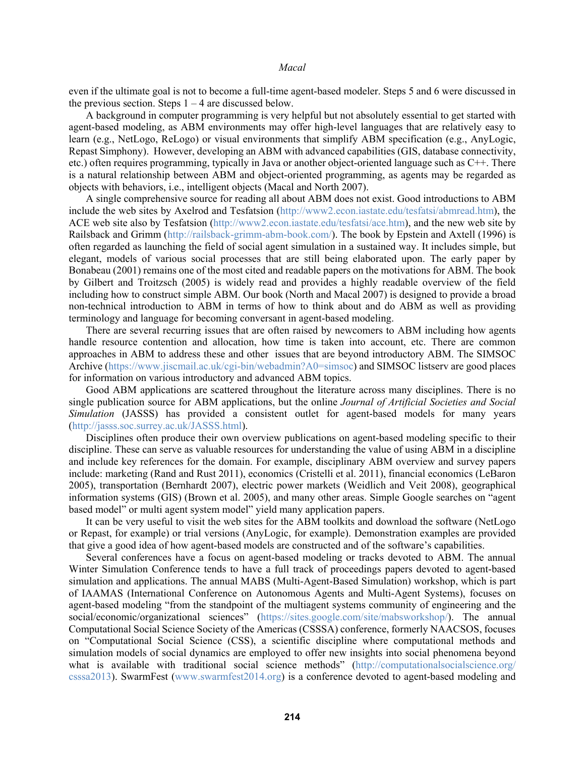even if the ultimate goal is not to become a full-time agent-based modeler. Steps 5 and 6 were discussed in the previous section. Steps 1 – 4 are discussed below.

A background in computer programming is very helpful but not absolutely essential to get started with agent-based modeling, as ABM environments may offer high-level languages that are relatively easy to learn (e.g., NetLogo, ReLogo) or visual environments that simplify ABM specification (e.g., AnyLogic, Repast Simphony). However, developing an ABM with advanced capabilities (GIS, database connectivity, etc.) often requires programming, typically in Java or another object-oriented language such as C++. There is a natural relationship between ABM and object-oriented programming, as agents may be regarded as objects with behaviors, i.e., intelligent objects (Macal and North 2007).

A single comprehensive source for reading all about ABM does not exist. Good introductions to ABM include the web sites by Axelrod and Tesfatsion (http://www2.econ.iastate.edu/tesfatsi/abmread.htm), the ACE web site also by Tesfatsion (http://www2.econ.iastate.edu/tesfatsi/ace.htm), and the new web site by Railsback and Grimm (http://railsback-grimm-abm-book.com/). The book by Epstein and Axtell (1996) is often regarded as launching the field of social agent simulation in a sustained way. It includes simple, but elegant, models of various social processes that are still being elaborated upon. The early paper by Bonabeau (2001) remains one of the most cited and readable papers on the motivations for ABM. The book by Gilbert and Troitzsch (2005) is widely read and provides a highly readable overview of the field including how to construct simple ABM. Our book (North and Macal 2007) is designed to provide a broad non-technical introduction to ABM in terms of how to think about and do ABM as well as providing terminology and language for becoming conversant in agent-based modeling.

There are several recurring issues that are often raised by newcomers to ABM including how agents handle resource contention and allocation, how time is taken into account, etc. There are common approaches in ABM to address these and other issues that are beyond introductory ABM. The SIMSOC Archive (https://www.jiscmail.ac.uk/cgi-bin/webadmin?A0=simsoc) and SIMSOC listserv are good places for information on various introductory and advanced ABM topics.

Good ABM applications are scattered throughout the literature across many disciplines. There is no single publication source for ABM applications, but the online *Journal of Artificial Societies and Social Simulation* (JASSS) has provided a consistent outlet for agent-based models for many years (http://jasss.soc.surrey.ac.uk/JASSS.html).

Disciplines often produce their own overview publications on agent-based modeling specific to their discipline. These can serve as valuable resources for understanding the value of using ABM in a discipline and include key references for the domain. For example, disciplinary ABM overview and survey papers include: marketing (Rand and Rust 2011), economics (Cristelli et al. 2011), financial economics (LeBaron 2005), transportation (Bernhardt 2007), electric power markets (Weidlich and Veit 2008), geographical information systems (GIS) (Brown et al. 2005), and many other areas. Simple Google searches on "agent based model" or multi agent system model" yield many application papers.

It can be very useful to visit the web sites for the ABM toolkits and download the software (NetLogo or Repast, for example) or trial versions (AnyLogic, for example). Demonstration examples are provided that give a good idea of how agent-based models are constructed and of the software's capabilities.

Several conferences have a focus on agent-based modeling or tracks devoted to ABM. The annual Winter Simulation Conference tends to have a full track of proceedings papers devoted to agent-based simulation and applications. The annual MABS (Multi-Agent-Based Simulation) workshop, which is part of IAAMAS (International Conference on Autonomous Agents and Multi-Agent Systems), focuses on agent-based modeling "from the standpoint of the multiagent systems community of engineering and the social/economic/organizational sciences" (https://sites.google.com/site/mabsworkshop/). The annual Computational Social Science Society of the Americas (CSSSA) conference, formerly NAACSOS, focuses on "Computational Social Science (CSS), a scientific discipline where computational methods and simulation models of social dynamics are employed to offer new insights into social phenomena beyond what is available with traditional social science methods" (http://computationalsocialscience.org/csssa2013). SwarmFest (www.swarmfest2014.org) is a conference devoted to agent-based modeling and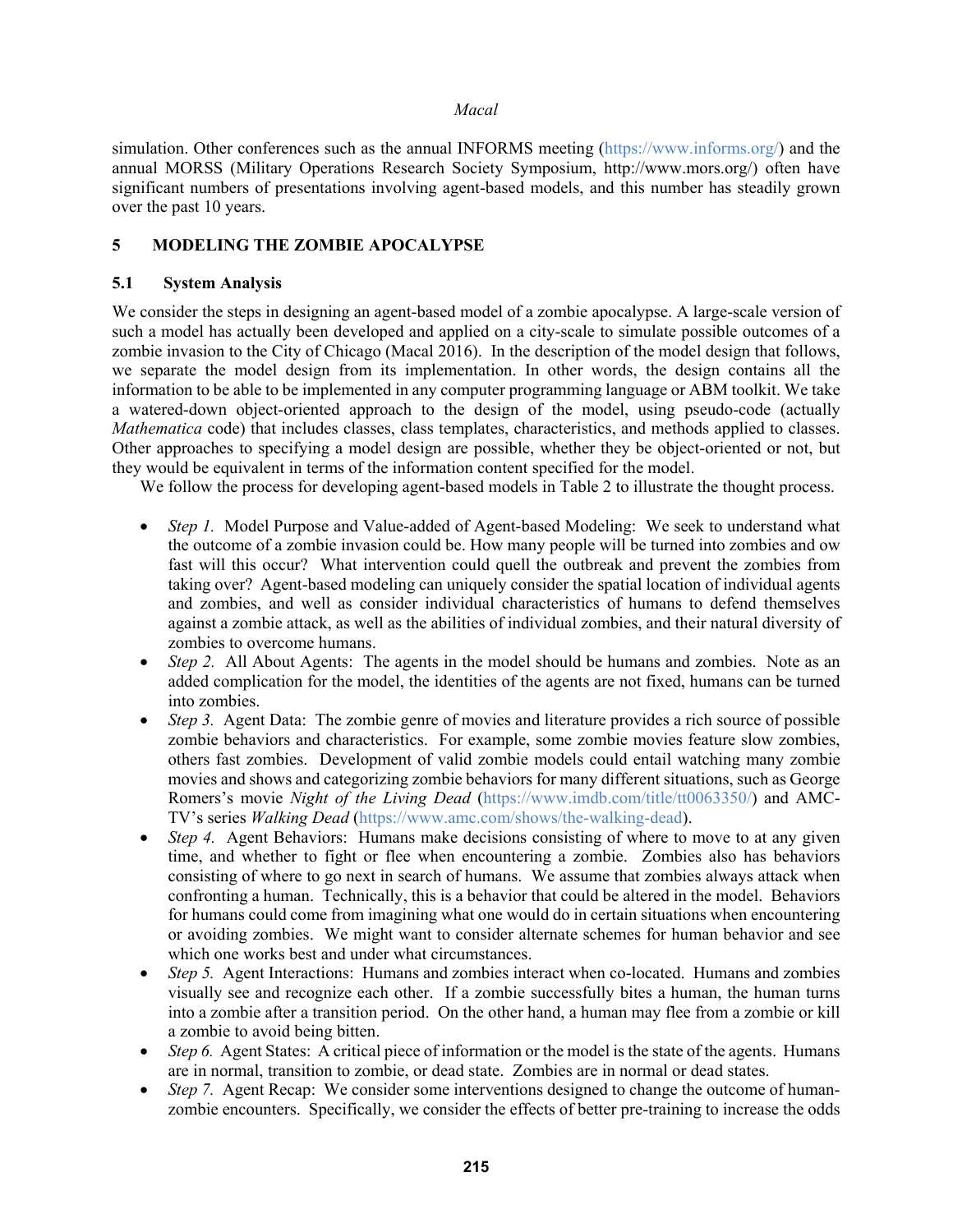simulation. Other conferences such as the annual INFORMS meeting (https://www.informs.org/) and the annual MORSS (Military Operations Research Society Symposium, http://www.mors.org/) often have significant numbers of presentations involving agent-based models, and this number has steadily grown over the past 10 years.

## 5 MODELING THE ZOMBIE APOCALYPSE

### 5.1 System Analysis

We consider the steps in designing an agent-based model of a zombie apocalypse. A large-scale version of such a model has actually been developed and applied on a city-scale to simulate possible outcomes of a zombie invasion to the City of Chicago (Macal 2016). In the description of the model design that follows, we separate the model design from its implementation. In other words, the design contains all the information to be able to be implemented in any computer programming language or ABM toolkit. We take a watered-down object-oriented approach to the design of the model, using pseudo-code (actually *Mathematica* code) that includes classes, class templates, characteristics, and methods applied to classes. Other approaches to specifying a model design are possible, whether they be object-oriented or not, but they would be equivalent in terms of the information content specified for the model.

We follow the process for developing agent-based models in Table 2 to illustrate the thought process.

- *Step 1.* Model Purpose and Value-added of Agent-based Modeling: We seek to understand what the outcome of a zombie invasion could be. How many people will be turned into zombies and ow fast will this occur? What intervention could quell the outbreak and prevent the zombies from taking over? Agent-based modeling can uniquely consider the spatial location of individual agents and zombies, and well as consider individual characteristics of humans to defend themselves against a zombie attack, as well as the abilities of individual zombies, and their natural diversity of zombies to overcome humans.
- *Step 2.* All About Agents: The agents in the model should be humans and zombies. Note as an added complication for the model, the identities of the agents are not fixed, humans can be turned into zombies.
- *Step 3.* Agent Data: The zombie genre of movies and literature provides a rich source of possible zombie behaviors and characteristics. For example, some zombie movies feature slow zombies, others fast zombies. Development of valid zombie models could entail watching many zombie movies and shows and categorizing zombie behaviors for many different situations, such as George Romers's movie *Night of the Living Dead* (https://www.imdb.com/title/tt0063350/) and AMC-TV's series *Walking Dead* (https://www.amc.com/shows/the-walking-dead).
- *Step 4.* Agent Behaviors: Humans make decisions consisting of where to move to at any given time, and whether to fight or flee when encountering a zombie. Zombies also has behaviors consisting of where to go next in search of humans. We assume that zombies always attack when confronting a human. Technically, this is a behavior that could be altered in the model. Behaviors for humans could come from imagining what one would do in certain situations when encountering or avoiding zombies. We might want to consider alternate schemes for human behavior and see which one works best and under what circumstances.
- *Step 5.* Agent Interactions: Humans and zombies interact when co-located. Humans and zombies visually see and recognize each other. If a zombie successfully bites a human, the human turns into a zombie after a transition period. On the other hand, a human may flee from a zombie or kill a zombie to avoid being bitten.
- *Step 6.* Agent States: A critical piece of information or the model is the state of the agents. Humans are in normal, transition to zombie, or dead state. Zombies are in normal or dead states.
- *Step 7.* Agent Recap: We consider some interventions designed to change the outcome of human-zombie encounters. Specifically, we consider the effects of better pre-training to increase the odds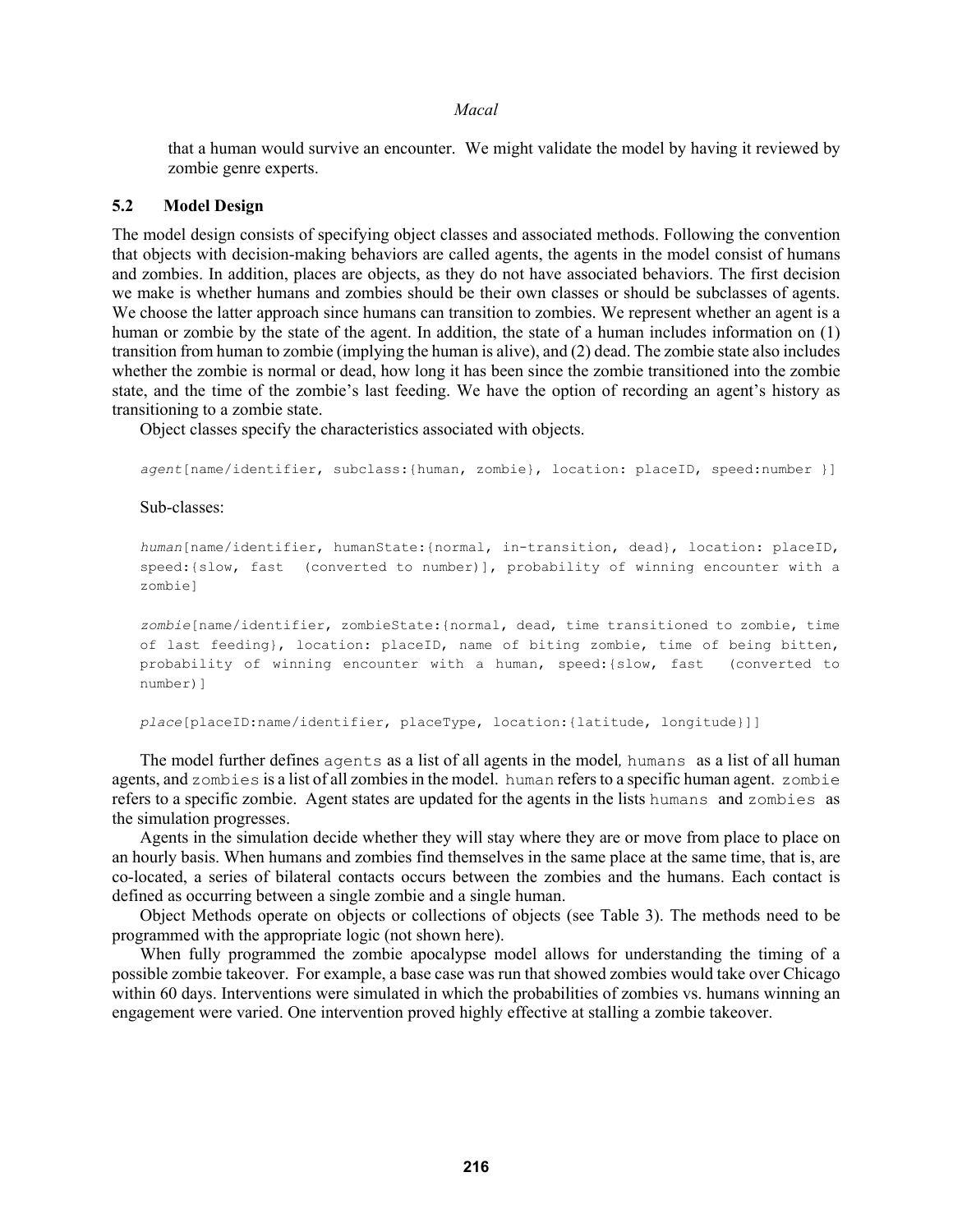that a human would survive an encounter. We might validate the model by having it reviewed by zombie genre experts.

### 5.2 Model Design

The model design consists of specifying object classes and associated methods. Following the convention that objects with decision-making behaviors are called agents, the agents in the model consist of humans and zombies. In addition, places are objects, as they do not have associated behaviors. The first decision we make is whether humans and zombies should be their own classes or should be subclasses of agents. We choose the latter approach since humans can transition to zombies. We represent whether an agent is a human or zombie by the state of the agent. In addition, the state of a human includes information on (1) transition from human to zombie (implying the human is alive), and (2) dead. The zombie state also includes whether the zombie is normal or dead, how long it has been since the zombie transitioned into the zombie state, and the time of the zombie's last feeding. We have the option of recording an agent's history as transitioning to a zombie state.

Object classes specify the characteristics associated with objects.

```
agent[name/identifier, subclass:{human, zombie}, location: placeID, speed:number }]
```

Sub-classes:

```
human[name/identifier, humanState:{normal, in-transition, dead}, location: placeID, speed:{slow, fast  (converted to number)], probability of winning encounter with a zombie]

zombie[name/identifier, zombieState:{normal, dead, time transitioned to zombie, time of last feeding}, location: placeID, name of biting zombie, time of being bitten, probability of winning encounter with a human, speed:{slow, fast  (converted to number)]

place[placeID:name/identifier, placeType, location:{latitude, longitude}]]
```

The model further defines `agents` as a list of all agents in the model, `humans` as a list of all human agents, and `zombies` is a list of all zombies in the model. `human` refers to a specific human agent. `zombie` refers to a specific zombie. Agent states are updated for the agents in the lists `humans` and `zombies` as the simulation progresses.

Agents in the simulation decide whether they will stay where they are or move from place to place on an hourly basis. When humans and zombies find themselves in the same place at the same time, that is, are co-located, a series of bilateral contacts occurs between the zombies and the humans. Each contact is defined as occurring between a single zombie and a single human.

Object Methods operate on objects or collections of objects (see Table 3). The methods need to be programmed with the appropriate logic (not shown here).

When fully programmed the zombie apocalypse model allows for understanding the timing of a possible zombie takeover. For example, a base case was run that showed zombies would take over Chicago within 60 days. Interventions were simulated in which the probabilities of zombies vs. humans winning an engagement were varied. One intervention proved highly effective at stalling a zombie takeover.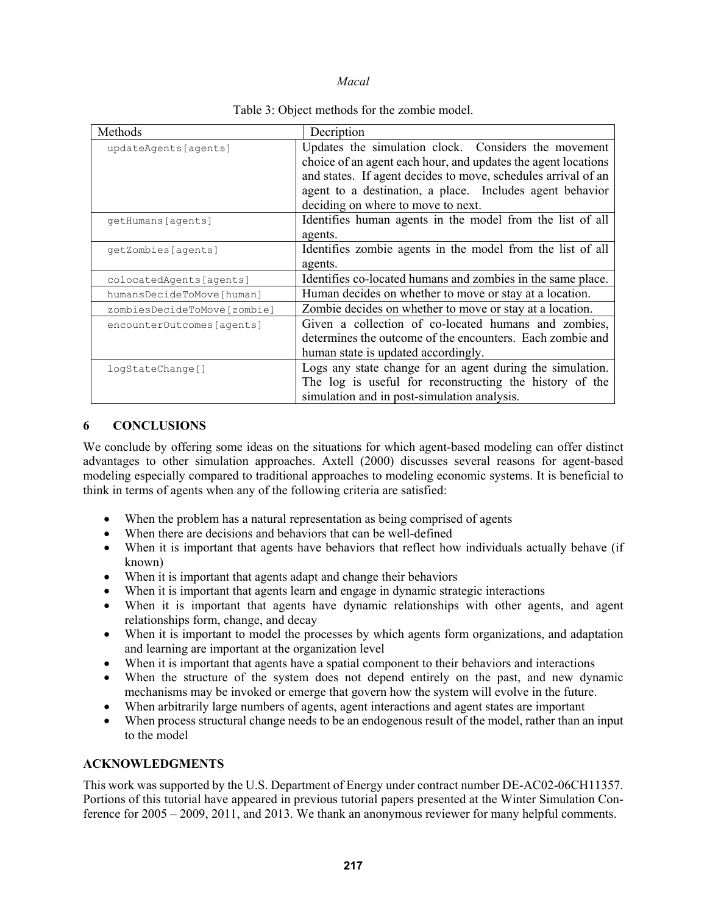Table 3: Object methods for the zombie model.

| Methods | Decription |
| --- | --- |
| `updateAgents[agents]` | Updates the simulation clock. Considers the movement choice of an agent each hour, and updates the agent locations and states. If agent decides to move, schedules arrival of an agent to a destination, a place. Includes agent behavior deciding on where to move to next. |
| `getHumans[agents]` | Identifies human agents in the model from the list of all agents. |
| `getZombies[agents]` | Identifies zombie agents in the model from the list of all agents. |
| `colocatedAgents[agents]` | Identifies co-located humans and zombies in the same place. |
| `humansDecideToMove[human]` | Human decides on whether to move or stay at a location. |
| `zombiesDecideToMove[zombie]` | Zombie decides on whether to move or stay at a location. |
| `encounterOutcomes[agents]` | Given a collection of co-located humans and zombies, determines the outcome of the encounters. Each zombie and human state is updated accordingly. |
| `logStateChange[]` | Logs any state change for an agent during the simulation. The log is useful for reconstructing the history of the simulation and in post-simulation analysis. |

## 6 CONCLUSIONS

We conclude by offering some ideas on the situations for which agent-based modeling can offer distinct advantages to other simulation approaches. Axtell (2000) discusses several reasons for agent-based modeling especially compared to traditional approaches to modeling economic systems. It is beneficial to think in terms of agents when any of the following criteria are satisfied:

- When the problem has a natural representation as being comprised of agents
- When there are decisions and behaviors that can be well-defined
- When it is important that agents have behaviors that reflect how individuals actually behave (if known)
- When it is important that agents adapt and change their behaviors
- When it is important that agents learn and engage in dynamic strategic interactions
- When it is important that agents have dynamic relationships with other agents, and agent relationships form, change, and decay
- When it is important to model the processes by which agents form organizations, and adaptation and learning are important at the organization level
- When it is important that agents have a spatial component to their behaviors and interactions
- When the structure of the system does not depend entirely on the past, and new dynamic mechanisms may be invoked or emerge that govern how the system will evolve in the future.
- When arbitrarily large numbers of agents, agent interactions and agent states are important
- When process structural change needs to be an endogenous result of the model, rather than an input to the model

## ACKNOWLEDGMENTS

This work was supported by the U.S. Department of Energy under contract number DE-AC02-06CH11357. Portions of this tutorial have appeared in previous tutorial papers presented at the Winter Simulation Conference for 2005 – 2009, 2011, and 2013. We thank an anonymous reviewer for many helpful comments.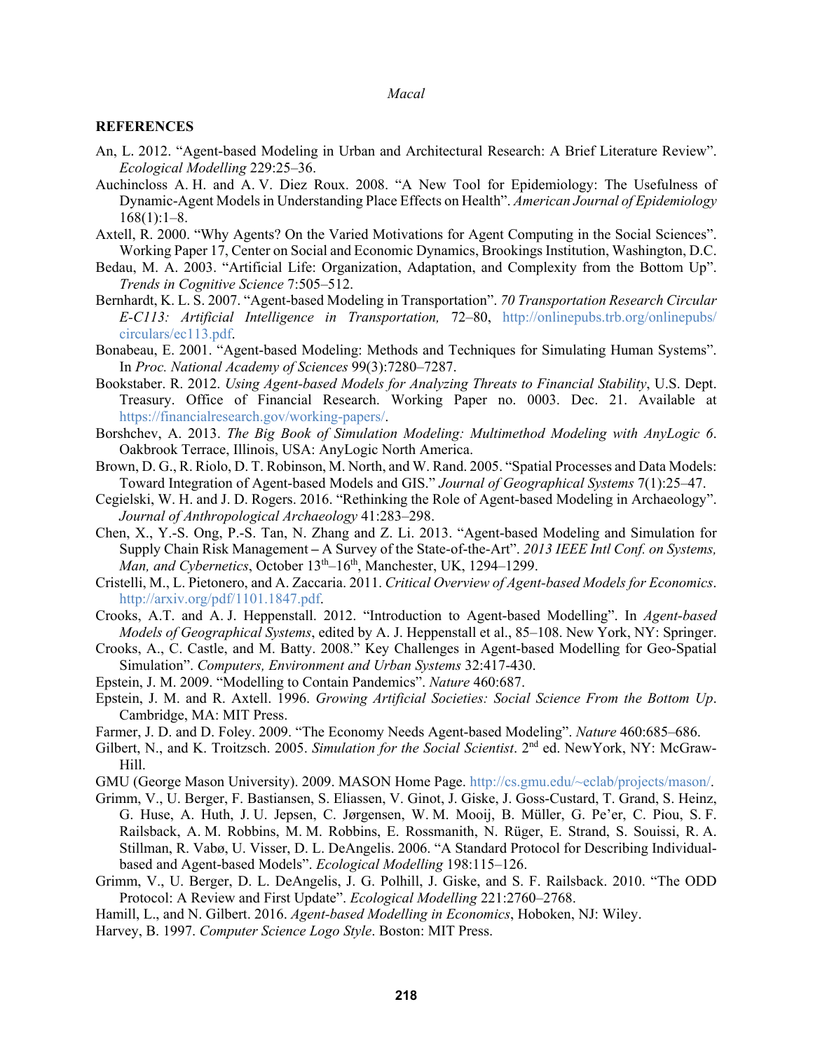## REFERENCES

An, L. 2012. "Agent-based Modeling in Urban and Architectural Research: A Brief Literature Review". *Ecological Modelling* 229:25–36.

Auchincloss A. H. and A. V. Diez Roux. 2008. "A New Tool for Epidemiology: The Usefulness of Dynamic-Agent Models in Understanding Place Effects on Health". *American Journal of Epidemiology* 168(1):1–8.

Axtell, R. 2000. "Why Agents? On the Varied Motivations for Agent Computing in the Social Sciences". Working Paper 17, Center on Social and Economic Dynamics, Brookings Institution, Washington, D.C.

Bedau, M. A. 2003. "Artificial Life: Organization, Adaptation, and Complexity from the Bottom Up". *Trends in Cognitive Science* 7:505–512.

Bernhardt, K. L. S. 2007. "Agent-based Modeling in Transportation". *70 Transportation Research Circular E-C113: Artificial Intelligence in Transportation,* 72–80, http://onlinepubs.trb.org/onlinepubs/circulars/ec113.pdf.

Bonabeau, E. 2001. "Agent-based Modeling: Methods and Techniques for Simulating Human Systems". In *Proc. National Academy of Sciences* 99(3):7280–7287.

Bookstaber. R. 2012. *Using Agent-based Models for Analyzing Threats to Financial Stability*, U.S. Dept. Treasury. Office of Financial Research. Working Paper no. 0003. Dec. 21. Available at https://financialresearch.gov/working-papers/.

Borshchev, A. 2013. *The Big Book of Simulation Modeling: Multimethod Modeling with AnyLogic 6*. Oakbrook Terrace, Illinois, USA: AnyLogic North America.

Brown, D. G., R. Riolo, D. T. Robinson, M. North, and W. Rand. 2005. "Spatial Processes and Data Models: Toward Integration of Agent-based Models and GIS." *Journal of Geographical Systems* 7(1):25–47.

Cegielski, W. H. and J. D. Rogers. 2016. "Rethinking the Role of Agent-based Modeling in Archaeology". *Journal of Anthropological Archaeology* 41:283–298.

Chen, X., Y.-S. Ong, P.-S. Tan, N. Zhang and Z. Li. 2013. "Agent-based Modeling and Simulation for Supply Chain Risk Management **–** A Survey of the State-of-the-Art". *2013 IEEE Intl Conf. on Systems, Man, and Cybernetics*, October 13th–16th, Manchester, UK, 1294–1299.

Cristelli, M., L. Pietonero, and A. Zaccaria. 2011. *Critical Overview of Agent-based Models for Economics*. http://arxiv.org/pdf/1101.1847.pdf.

Crooks, A.T. and A. J. Heppenstall. 2012. "Introduction to Agent-based Modelling". In *Agent-based Models of Geographical Systems*, edited by A. J. Heppenstall et al., 85–108. New York, NY: Springer.

Crooks, A., C. Castle, and M. Batty. 2008." Key Challenges in Agent-based Modelling for Geo-Spatial Simulation". *Computers, Environment and Urban Systems* 32:417-430.

Epstein, J. M. 2009. "Modelling to Contain Pandemics". *Nature* 460:687.

Epstein, J. M. and R. Axtell. 1996. *Growing Artificial Societies: Social Science From the Bottom Up*. Cambridge, MA: MIT Press.

Farmer, J. D. and D. Foley. 2009. "The Economy Needs Agent-based Modeling". *Nature* 460:685–686.

Gilbert, N., and K. Troitzsch. 2005. *Simulation for the Social Scientist*. 2nd ed. NewYork, NY: McGraw-Hill.

GMU (George Mason University). 2009. MASON Home Page. http://cs.gmu.edu/~eclab/projects/mason/.

Grimm, V., U. Berger, F. Bastiansen, S. Eliassen, V. Ginot, J. Giske, J. Goss-Custard, T. Grand, S. Heinz, G. Huse, A. Huth, J. U. Jepsen, C. Jørgensen, W. M. Mooij, B. Müller, G. Pe'er, C. Piou, S. F. Railsback, A. M. Robbins, M. M. Robbins, E. Rossmanith, N. Rüger, E. Strand, S. Souissi, R. A. Stillman, R. Vabø, U. Visser, D. L. DeAngelis. 2006. "A Standard Protocol for Describing Individual-based and Agent-based Models". *Ecological Modelling* 198:115–126.

Grimm, V., U. Berger, D. L. DeAngelis, J. G. Polhill, J. Giske, and S. F. Railsback. 2010. "The ODD Protocol: A Review and First Update". *Ecological Modelling* 221:2760–2768.

Hamill, L., and N. Gilbert. 2016. *Agent-based Modelling in Economics*, Hoboken, NJ: Wiley.

Harvey, B. 1997. *Computer Science Logo Style*. Boston: MIT Press.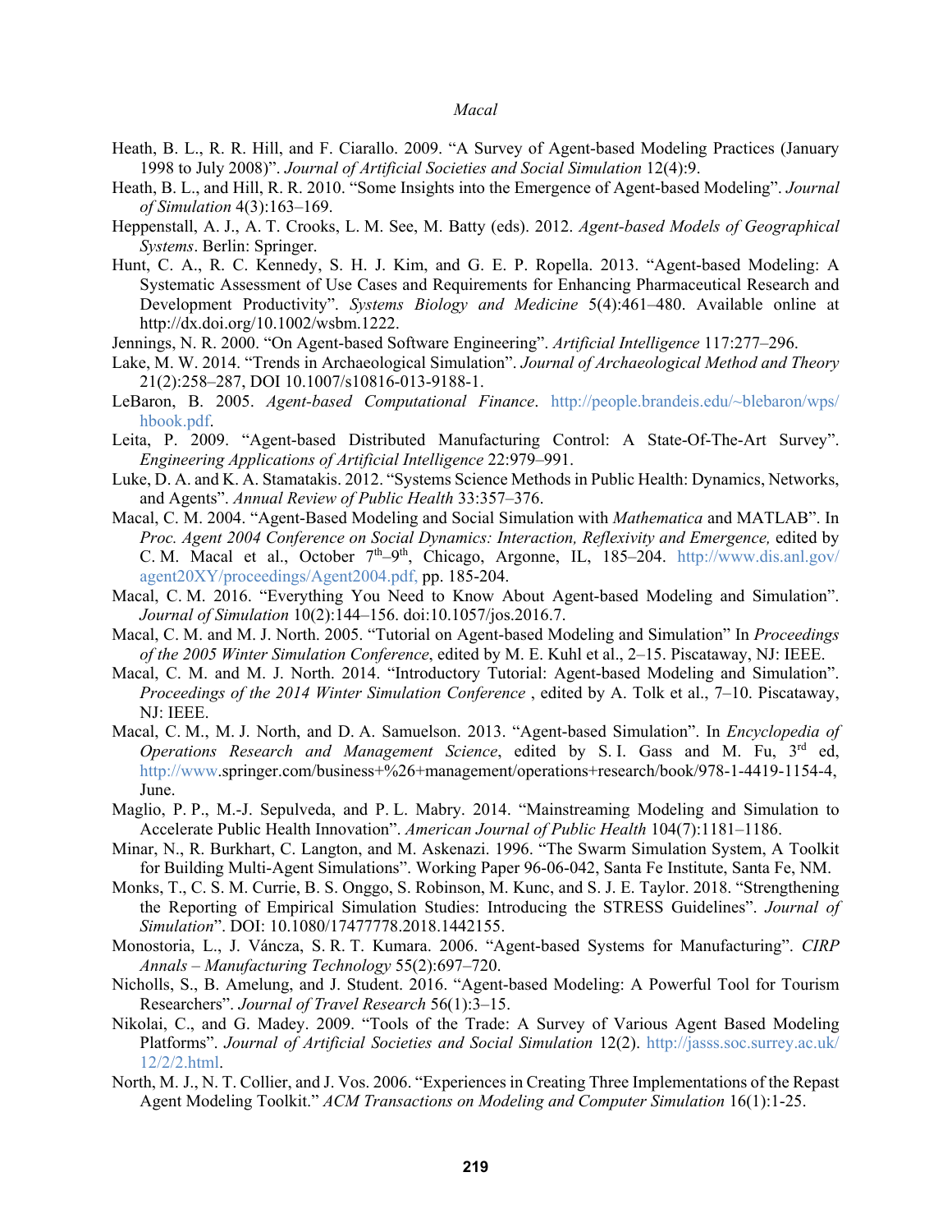Heath, B. L., R. R. Hill, and F. Ciarallo. 2009. "A Survey of Agent-based Modeling Practices (January 1998 to July 2008)". *Journal of Artificial Societies and Social Simulation* 12(4):9.

Heath, B. L., and Hill, R. R. 2010. "Some Insights into the Emergence of Agent-based Modeling". *Journal of Simulation* 4(3):163–169.

Heppenstall, A. J., A. T. Crooks, L. M. See, M. Batty (eds). 2012. *Agent-based Models of Geographical Systems*. Berlin: Springer.

Hunt, C. A., R. C. Kennedy, S. H. J. Kim, and G. E. P. Ropella. 2013. "Agent-based Modeling: A Systematic Assessment of Use Cases and Requirements for Enhancing Pharmaceutical Research and Development Productivity". *Systems Biology and Medicine* 5(4):461–480. Available online at http://dx.doi.org/10.1002/wsbm.1222.

Jennings, N. R. 2000. "On Agent-based Software Engineering". *Artificial Intelligence* 117:277–296.

Lake, M. W. 2014. "Trends in Archaeological Simulation". *Journal of Archaeological Method and Theory* 21(2):258–287, DOI 10.1007/s10816-013-9188-1.

LeBaron, B. 2005. *Agent-based Computational Finance*. http://people.brandeis.edu/~blebaron/wps/hbook.pdf.

Leita, P. 2009. "Agent-based Distributed Manufacturing Control: A State-Of-The-Art Survey". *Engineering Applications of Artificial Intelligence* 22:979–991.

Luke, D. A. and K. A. Stamatakis. 2012. "Systems Science Methods in Public Health: Dynamics, Networks, and Agents". *Annual Review of Public Health* 33:357–376.

Macal, C. M. 2004. "Agent-Based Modeling and Social Simulation with *Mathematica* and MATLAB". In *Proc. Agent 2004 Conference on Social Dynamics: Interaction, Reflexivity and Emergence,* edited by C. M. Macal et al., October 7th–9th, Chicago, Argonne, IL, 185–204. http://www.dis.anl.gov/agent20XY/proceedings/Agent2004.pdf, pp. 185-204.

Macal, C. M. 2016. "Everything You Need to Know About Agent-based Modeling and Simulation". *Journal of Simulation* 10(2):144–156. doi:10.1057/jos.2016.7.

Macal, C. M. and M. J. North. 2005. "Tutorial on Agent-based Modeling and Simulation" In *Proceedings of the 2005 Winter Simulation Conference*, edited by M. E. Kuhl et al., 2–15. Piscataway, NJ: IEEE.

Macal, C. M. and M. J. North. 2014. "Introductory Tutorial: Agent-based Modeling and Simulation". *Proceedings of the 2014 Winter Simulation Conference* , edited by A. Tolk et al., 7–10. Piscataway, NJ: IEEE.

Macal, C. M., M. J. North, and D. A. Samuelson. 2013. "Agent-based Simulation". In *Encyclopedia of Operations Research and Management Science*, edited by S. I. Gass and M. Fu, 3rd ed, http://www.springer.com/business+%26+management/operations+research/book/978-1-4419-1154-4, June.

Maglio, P. P., M.-J. Sepulveda, and P. L. Mabry. 2014. "Mainstreaming Modeling and Simulation to Accelerate Public Health Innovation". *American Journal of Public Health* 104(7):1181–1186.

Minar, N., R. Burkhart, C. Langton, and M. Askenazi. 1996. "The Swarm Simulation System, A Toolkit for Building Multi-Agent Simulations". Working Paper 96-06-042, Santa Fe Institute, Santa Fe, NM.

Monks, T., C. S. M. Currie, B. S. Onggo, S. Robinson, M. Kunc, and S. J. E. Taylor. 2018. "Strengthening the Reporting of Empirical Simulation Studies: Introducing the STRESS Guidelines". *Journal of Simulation*". DOI: 10.1080/17477778.2018.1442155.

Monostoria, L., J. Váncza, S. R. T. Kumara. 2006. "Agent-based Systems for Manufacturing". *CIRP Annals – Manufacturing Technology* 55(2):697–720.

Nicholls, S., B. Amelung, and J. Student. 2016. "Agent-based Modeling: A Powerful Tool for Tourism Researchers". *Journal of Travel Research* 56(1):3–15.

Nikolai, C., and G. Madey. 2009. "Tools of the Trade: A Survey of Various Agent Based Modeling Platforms". *Journal of Artificial Societies and Social Simulation* 12(2). http://jasss.soc.surrey.ac.uk/12/2/2.html.

North, M. J., N. T. Collier, and J. Vos. 2006. "Experiences in Creating Three Implementations of the Repast Agent Modeling Toolkit." *ACM Transactions on Modeling and Computer Simulation* 16(1):1-25.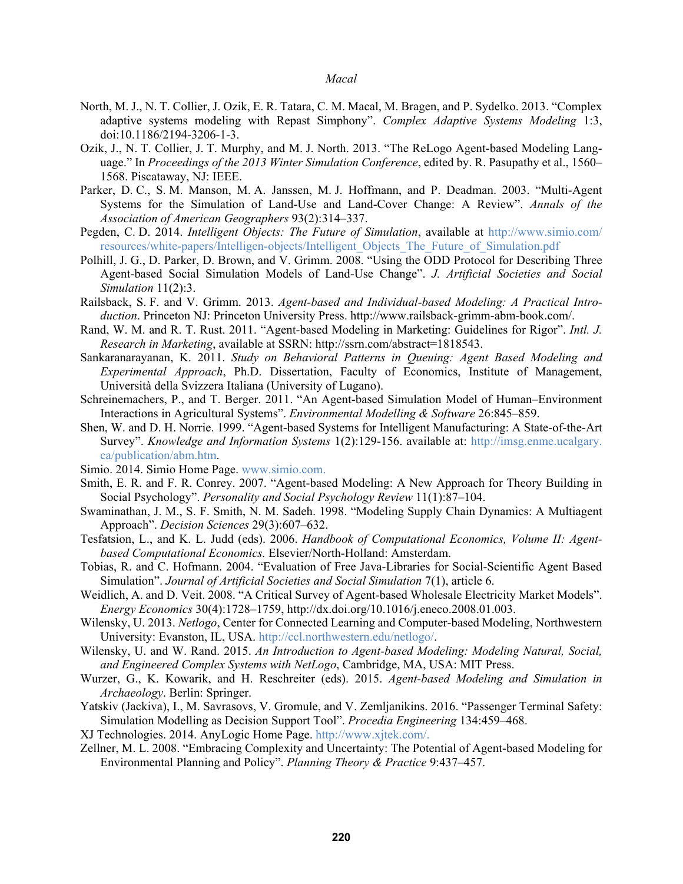North, M. J., N. T. Collier, J. Ozik, E. R. Tatara, C. M. Macal, M. Bragen, and P. Sydelko. 2013. "Complex adaptive systems modeling with Repast Simphony". *Complex Adaptive Systems Modeling* 1:3, doi:10.1186/2194-3206-1-3.

Ozik, J., N. T. Collier, J. T. Murphy, and M. J. North. 2013. "The ReLogo Agent-based Modeling Language." In *Proceedings of the 2013 Winter Simulation Conference*, edited by. R. Pasupathy et al., 1560–1568. Piscataway, NJ: IEEE.

Parker, D. C., S. M. Manson, M. A. Janssen, M. J. Hoffmann, and P. Deadman. 2003. "Multi-Agent Systems for the Simulation of Land-Use and Land-Cover Change: A Review". *Annals of the Association of American Geographers* 93(2):314–337.

Pegden, C. D. 2014. *Intelligent Objects: The Future of Simulation*, available at http://www.simio.com/resources/white-papers/Intelligen-objects/Intelligent_Objects_The_Future_of_Simulation.pdf

Polhill, J. G., D. Parker, D. Brown, and V. Grimm. 2008. "Using the ODD Protocol for Describing Three Agent-based Social Simulation Models of Land-Use Change". *J. Artificial Societies and Social Simulation* 11(2):3.

Railsback, S. F. and V. Grimm. 2013. *Agent-based and Individual-based Modeling: A Practical Introduction*. Princeton NJ: Princeton University Press. http://www.railsback-grimm-abm-book.com/.

Rand, W. M. and R. T. Rust. 2011. "Agent-based Modeling in Marketing: Guidelines for Rigor". *Intl. J. Research in Marketing*, available at SSRN: http://ssrn.com/abstract=1818543.

Sankaranarayanan, K. 2011. *Study on Behavioral Patterns in Queuing: Agent Based Modeling and Experimental Approach*, Ph.D. Dissertation, Faculty of Economics, Institute of Management, Università della Svizzera Italiana (University of Lugano).

Schreinemachers, P., and T. Berger. 2011. "An Agent-based Simulation Model of Human–Environment Interactions in Agricultural Systems". *Environmental Modelling & Software* 26:845–859.

Shen, W. and D. H. Norrie. 1999. "Agent-based Systems for Intelligent Manufacturing: A State-of-the-Art Survey". *Knowledge and Information Systems* 1(2):129-156. available at: http://imsg.enme.ucalgary.ca/publication/abm.htm.

Simio. 2014. Simio Home Page. www.simio.com.

Smith, E. R. and F. R. Conrey. 2007. "Agent-based Modeling: A New Approach for Theory Building in Social Psychology". *Personality and Social Psychology Review* 11(1):87–104.

Swaminathan, J. M., S. F. Smith, N. M. Sadeh. 1998. "Modeling Supply Chain Dynamics: A Multiagent Approach". *Decision Sciences* 29(3):607–632.

Tesfatsion, L., and K. L. Judd (eds). 2006. *Handbook of Computational Economics, Volume II: Agent-based Computational Economics.* Elsevier/North-Holland: Amsterdam.

Tobias, R. and C. Hofmann. 2004. "Evaluation of Free Java-Libraries for Social-Scientific Agent Based Simulation". *Journal of Artificial Societies and Social Simulation* 7(1), article 6.

Weidlich, A. and D. Veit. 2008. "A Critical Survey of Agent-based Wholesale Electricity Market Models". *Energy Economics* 30(4):1728–1759, http://dx.doi.org/10.1016/j.eneco.2008.01.003.

Wilensky, U. 2013. *Netlogo*, Center for Connected Learning and Computer-based Modeling, Northwestern University: Evanston, IL, USA. http://ccl.northwestern.edu/netlogo/.

Wilensky, U. and W. Rand. 2015. *An Introduction to Agent-based Modeling: Modeling Natural, Social, and Engineered Complex Systems with NetLogo*, Cambridge, MA, USA: MIT Press.

Wurzer, G., K. Kowarik, and H. Reschreiter (eds). 2015. *Agent-based Modeling and Simulation in Archaeology*. Berlin: Springer.

Yatskiv (Jackiva), I., M. Savrasovs, V. Gromule, and V. Zemljanikins. 2016. "Passenger Terminal Safety: Simulation Modelling as Decision Support Tool". *Procedia Engineering* 134:459–468.

XJ Technologies. 2014. AnyLogic Home Page. http://www.xjtek.com/.

Zellner, M. L. 2008. "Embracing Complexity and Uncertainty: The Potential of Agent-based Modeling for Environmental Planning and Policy". *Planning Theory & Practice* 9:437–457.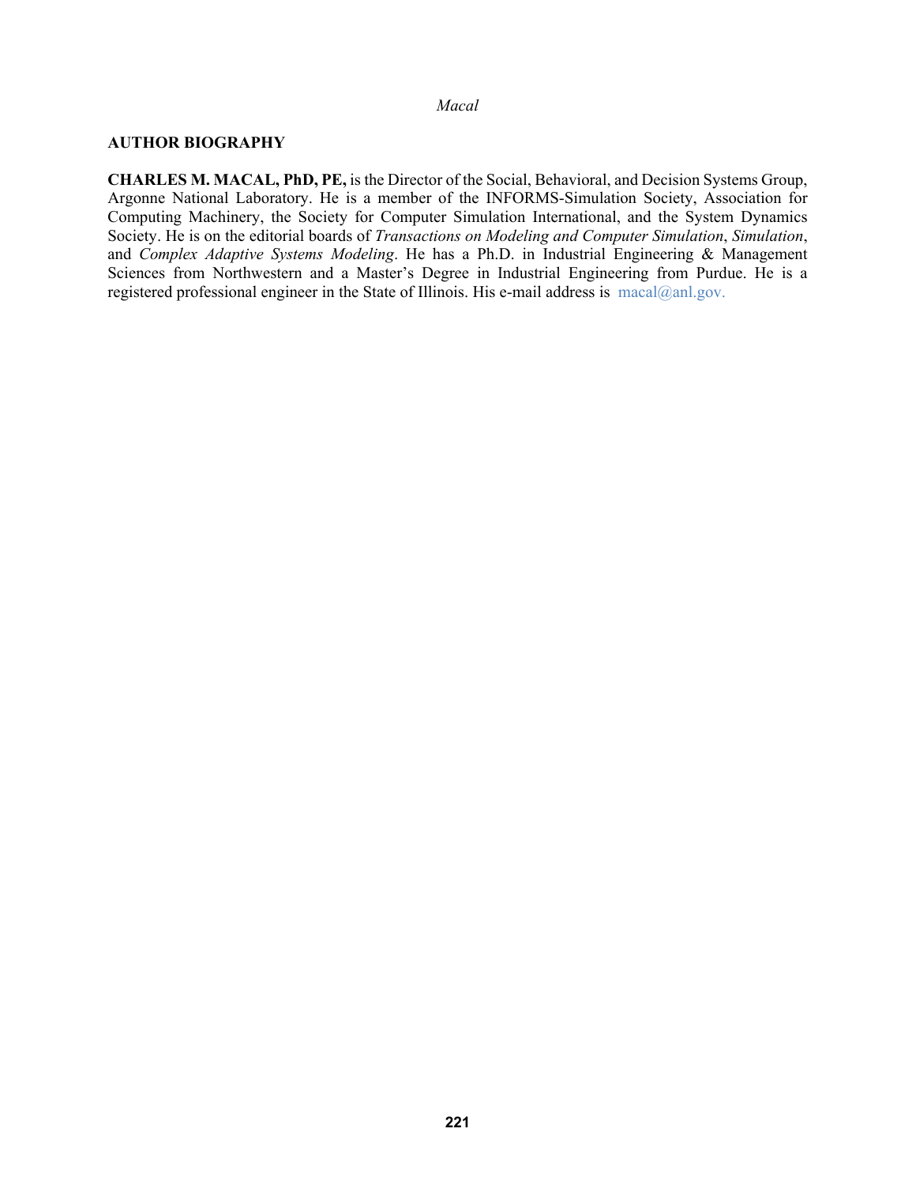## AUTHOR BIOGRAPHY

**CHARLES M. MACAL, PhD, PE,** is the Director of the Social, Behavioral, and Decision Systems Group, Argonne National Laboratory. He is a member of the INFORMS-Simulation Society, Association for Computing Machinery, the Society for Computer Simulation International, and the System Dynamics Society. He is on the editorial boards of *Transactions on Modeling and Computer Simulation*, *Simulation*, and *Complex Adaptive Systems Modeling*. He has a Ph.D. in Industrial Engineering & Management Sciences from Northwestern and a Master's Degree in Industrial Engineering from Purdue. He is a registered professional engineer in the State of Illinois. His e-mail address is macal@anl.gov.